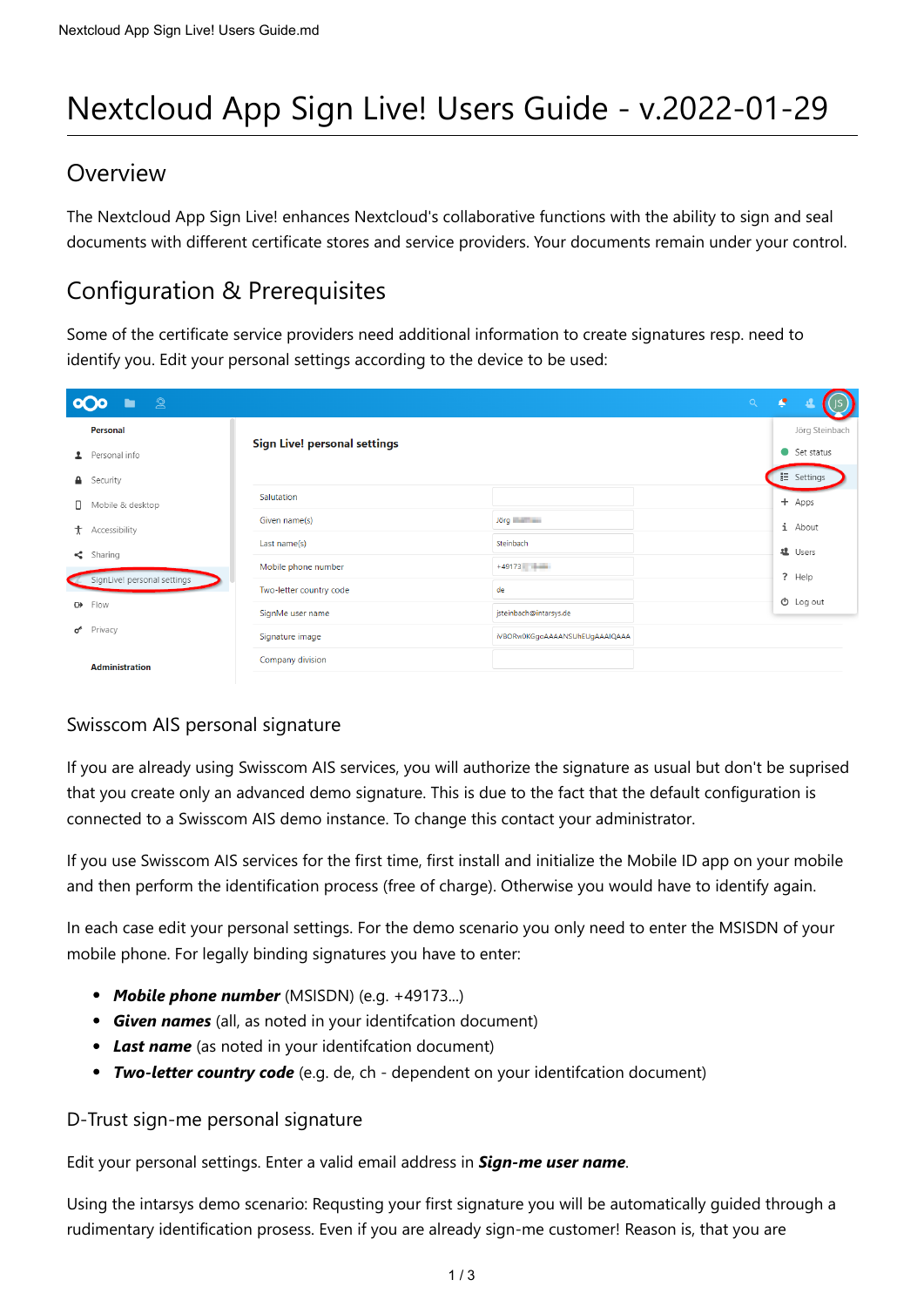# Nextcloud App Sign Live! Users Guide - v.2022-01-29

## Overview

The Nextcloud App Sign Live! enhances Nextcloud's collaborative functions with the ability to sign and seal documents with different certificate stores and service providers. Your documents remain under your control.

## Configuration & Prerequisites

Some of the certificate service providers need additional information to create signatures resp. need to identify you. Edit your personal settings according to the device to be used:

### Swisscom AIS personal signature

If you are already using Swisscom AIS services, you will authorize the signature as usual but don't be suprised that you create only an advanced demo signature. This is due to the fact that the default configuration is connected to a Swisscom AIS demo instance. To change this contact your administrator.

If you use Swisscom AIS services for the first time, first install and initialize the Mobile ID app on your mobile and then perform the identification process (free of charge). Otherwise you would have to identify again.

In each case edit your personal settings. For the demo scenario you only need to enter the MSISDN of your mobile phone. For legally binding signatures you have to enter:

- ***Mobile phone number*** (MSISDN) (e.g. +49173...)
- ***Given names*** (all, as noted in your identifcation document)
- ***Last name*** (as noted in your identifcation document)
- ***Two-letter country code*** (e.g. de, ch - dependent on your identifcation document)

### D-Trust sign-me personal signature

Edit your personal settings. Enter a valid email address in ***Sign-me user name***.

Using the intarsys demo scenario: Requsting your first signature you will be automatically guided through a rudimentary identification prosess. Even if you are already sign-me customer! Reason is, that you are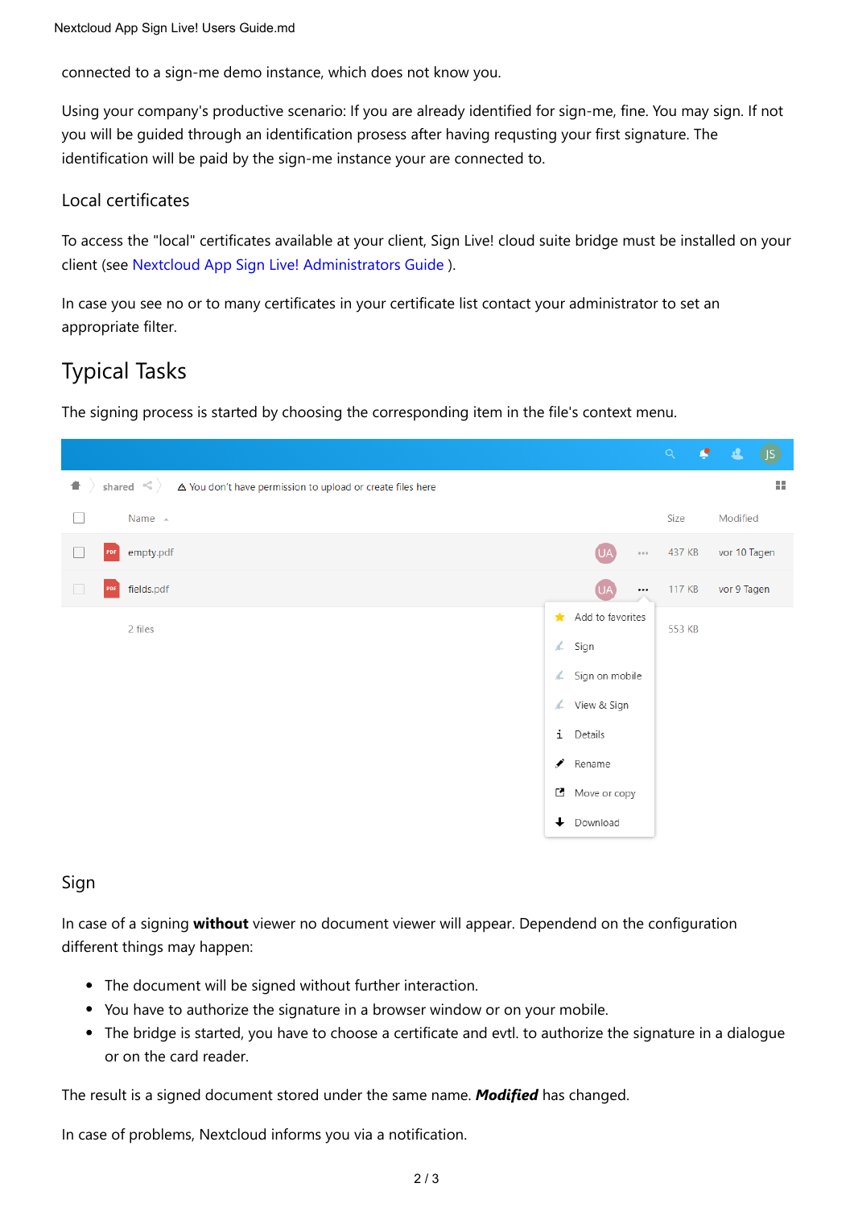connected to a sign-me demo instance, which does not know you.

Using your company's productive scenario: If you are already identified for sign-me, fine. You may sign. If not you will be guided through an identification prosess after having requsting your first signature. The identification will be paid by the sign-me instance your are connected to.

### Local certificates

To access the "local" certificates available at your client, Sign Live! cloud suite bridge must be installed on your client (see Nextcloud App Sign Live! Administrators Guide ).

In case you see no or to many certificates in your certificate list contact your administrator to set an appropriate filter.

## Typical Tasks

The signing process is started by choosing the corresponding item in the file's context menu.

### Sign

In case of a signing **without** viewer no document viewer will appear. Dependend on the configuration different things may happen:

- The document will be signed without further interaction.
- You have to authorize the signature in a browser window or on your mobile.
- The bridge is started, you have to choose a certificate and evtl. to authorize the signature in a dialogue or on the card reader.

The result is a signed document stored under the same name. ***Modified*** has changed.

In case of problems, Nextcloud informs you via a notification.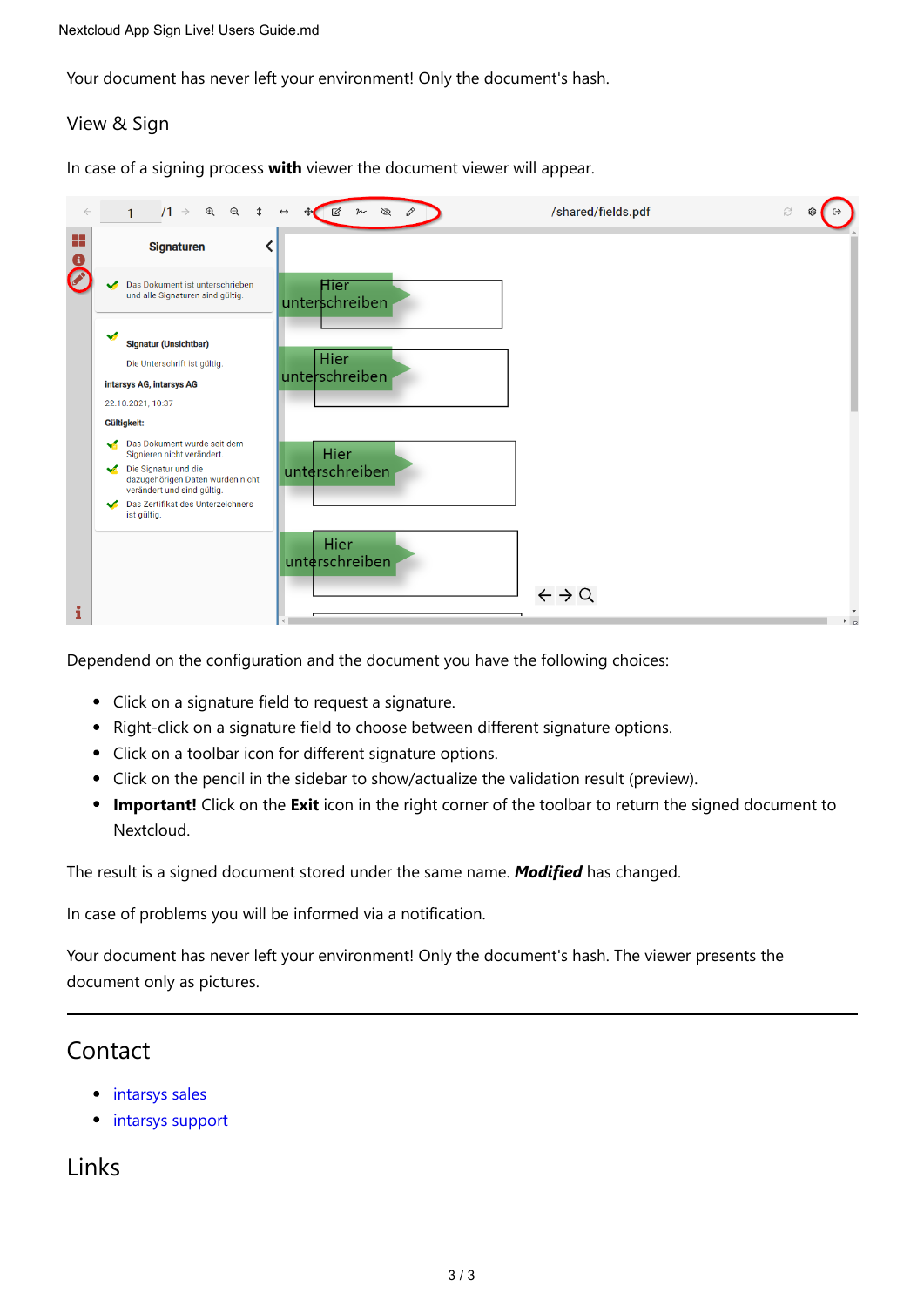Your document has never left your environment! Only the document's hash.

### View & Sign

In case of a signing process **with** viewer the document viewer will appear.

Dependend on the configuration and the document you have the following choices:

- Click on a signature field to request a signature.
- Right-click on a signature field to choose between different signature options.
- Click on a toolbar icon for different signature options.
- Click on the pencil in the sidebar to show/actualize the validation result (preview).
- **Important!** Click on the **Exit** icon in the right corner of the toolbar to return the signed document to Nextcloud.

The result is a signed document stored under the same name. ***Modified*** has changed.

In case of problems you will be informed via a notification.

Your document has never left your environment! Only the document's hash. The viewer presents the document only as pictures.

---

## Contact

- intarsys sales
- intarsys support

## Links